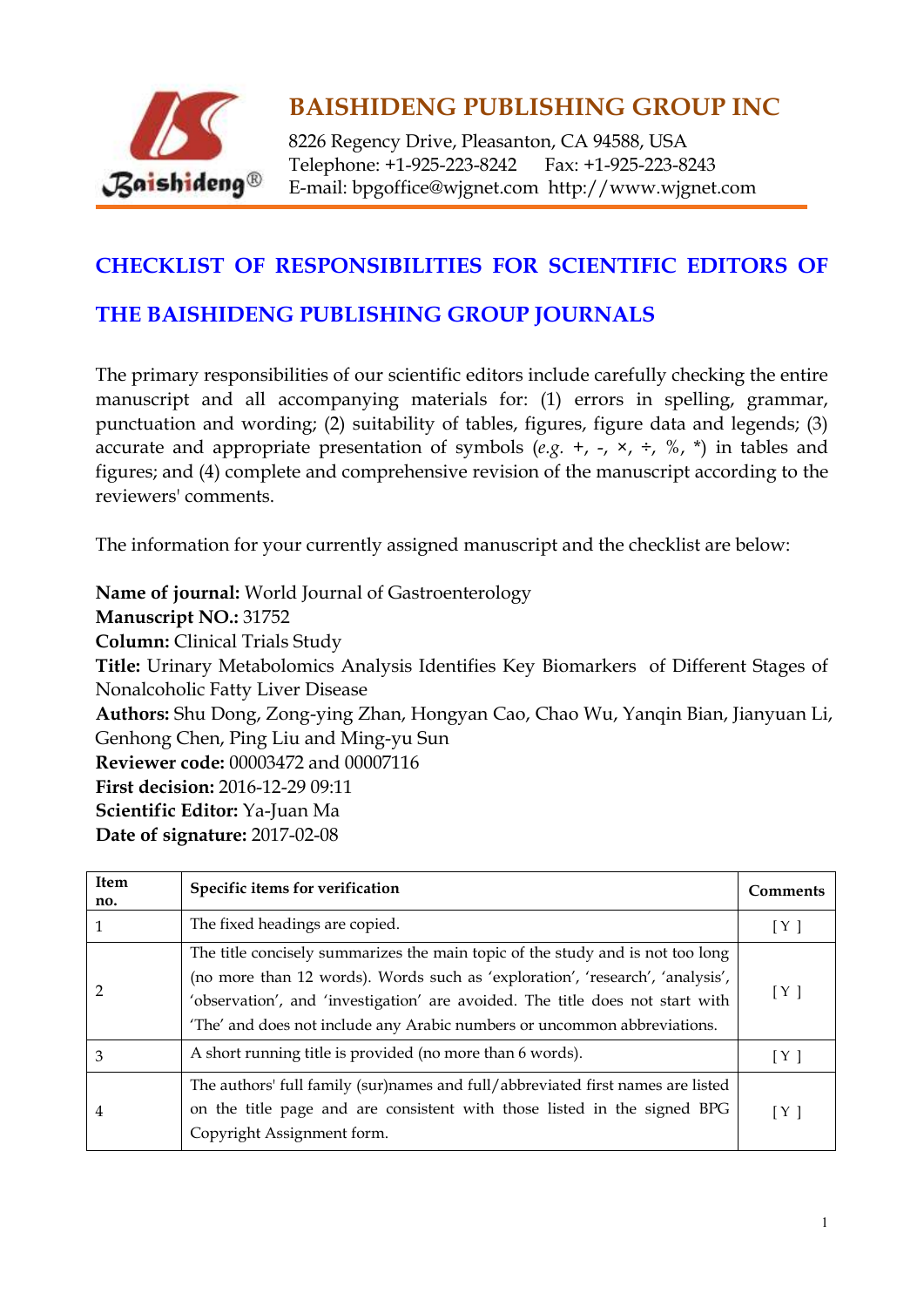# BAISHIDENG PUBLISHING GROUP INC

8226 Regency Drive, Pleasanton, CA 94588, USA
Telephone: +1-925-223-8242  Fax: +1-925-223-8243
E-mail: bpgoffice@wjgnet.com  http://www.wjgnet.com

## CHECKLIST OF RESPONSIBILITIES FOR SCIENTIFIC EDITORS OF THE BAISHIDENG PUBLISHING GROUP JOURNALS

The primary responsibilities of our scientific editors include carefully checking the entire manuscript and all accompanying materials for: (1) errors in spelling, grammar, punctuation and wording; (2) suitability of tables, figures, figure data and legends; (3) accurate and appropriate presentation of symbols (*e.g.* +, -, ×, ÷, %, *) in tables and figures; and (4) complete and comprehensive revision of the manuscript according to the reviewers' comments.

The information for your currently assigned manuscript and the checklist are below:

**Name of journal:** World Journal of Gastroenterology
**Manuscript NO.:** 31752
**Column:** Clinical Trials Study
**Title:** Urinary Metabolomics Analysis Identifies Key Biomarkers of Different Stages of Nonalcoholic Fatty Liver Disease
**Authors:** Shu Dong, Zong-ying Zhan, Hongyan Cao, Chao Wu, Yanqin Bian, Jianyuan Li, Genhong Chen, Ping Liu and Ming-yu Sun
**Reviewer code:** 00003472 and 00007116
**First decision:** 2016-12-29 09:11
**Scientific Editor:** Ya-Juan Ma
**Date of signature:** 2017-02-08

| Item no. | Specific items for verification | Comments |
|---|---|---|
| 1 | The fixed headings are copied. | [ Y ] |
| 2 | The title concisely summarizes the main topic of the study and is not too long (no more than 12 words). Words such as 'exploration', 'research', 'analysis', 'observation', and 'investigation' are avoided. The title does not start with 'The' and does not include any Arabic numbers or uncommon abbreviations. | [ Y ] |
| 3 | A short running title is provided (no more than 6 words). | [ Y ] |
| 4 | The authors' full family (sur)names and full/abbreviated first names are listed on the title page and are consistent with those listed in the signed BPG Copyright Assignment form. | [ Y ] |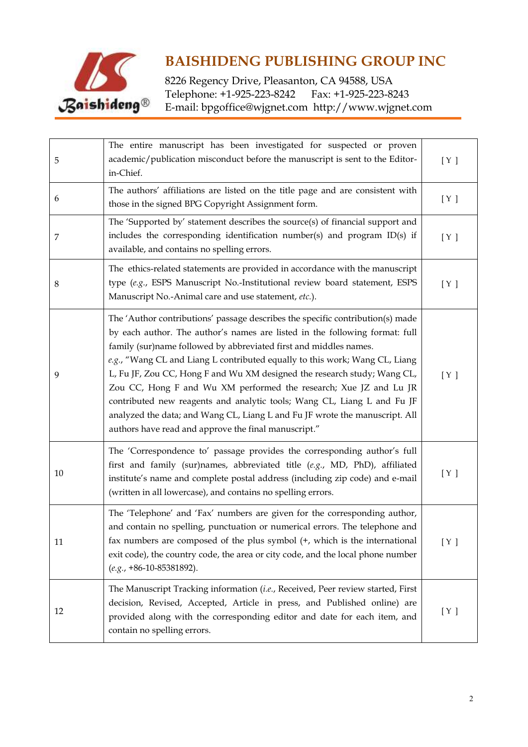| | | |
|---|---|---|
| 5 | The entire manuscript has been investigated for suspected or proven academic/publication misconduct before the manuscript is sent to the Editor-in-Chief. | [ Y ] |
| 6 | The authors' affiliations are listed on the title page and are consistent with those in the signed BPG Copyright Assignment form. | [ Y ] |
| 7 | The 'Supported by' statement describes the source(s) of financial support and includes the corresponding identification number(s) and program ID(s) if available, and contains no spelling errors. | [ Y ] |
| 8 | The ethics-related statements are provided in accordance with the manuscript type (*e.g.*, ESPS Manuscript No.-Institutional review board statement, ESPS Manuscript No.-Animal care and use statement, *etc.*). | [ Y ] |
| 9 | The 'Author contributions' passage describes the specific contribution(s) made by each author. The author's names are listed in the following format: full family (sur)name followed by abbreviated first and middles names. *e.g.*, "Wang CL and Liang L contributed equally to this work; Wang CL, Liang L, Fu JF, Zou CC, Hong F and Wu XM designed the research study; Wang CL, Zou CC, Hong F and Wu XM performed the research; Xue JZ and Lu JR contributed new reagents and analytic tools; Wang CL, Liang L and Fu JF analyzed the data; and Wang CL, Liang L and Fu JF wrote the manuscript. All authors have read and approve the final manuscript." | [ Y ] |
| 10 | The 'Correspondence to' passage provides the corresponding author's full first and family (sur)names, abbreviated title (*e.g.*, MD, PhD), affiliated institute's name and complete postal address (including zip code) and e-mail (written in all lowercase), and contains no spelling errors. | [ Y ] |
| 11 | The 'Telephone' and 'Fax' numbers are given for the corresponding author, and contain no spelling, punctuation or numerical errors. The telephone and fax numbers are composed of the plus symbol (+, which is the international exit code), the country code, the area or city code, and the local phone number (*e.g.*, +86-10-85381892). | [ Y ] |
| 12 | The Manuscript Tracking information (*i.e.*, Received, Peer review started, First decision, Revised, Accepted, Article in press, and Published online) are provided along with the corresponding editor and date for each item, and contain no spelling errors. | [ Y ] |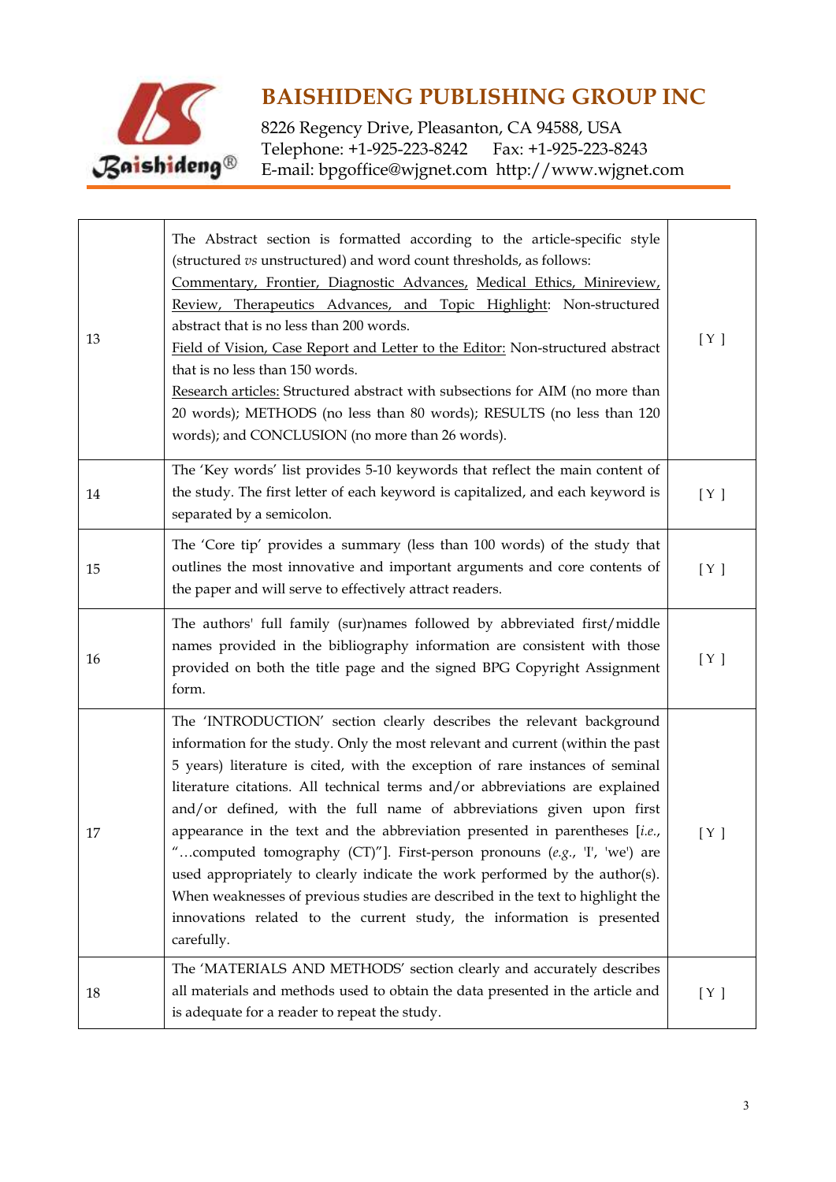| | | |
|---|---|---|
| 13 | The Abstract section is formatted according to the article-specific style (structured *vs* unstructured) and word count thresholds, as follows: <u>Commentary, Frontier, Diagnostic Advances, Medical Ethics, Minireview, Review, Therapeutics Advances, and Topic Highlight</u>: Non-structured abstract that is no less than 200 words. <u>Field of Vision, Case Report and Letter to the Editor:</u> Non-structured abstract that is no less than 150 words. <u>Research articles:</u> Structured abstract with subsections for AIM (no more than 20 words); METHODS (no less than 80 words); RESULTS (no less than 120 words); and CONCLUSION (no more than 26 words). | [ Y ] |
| 14 | The 'Key words' list provides 5-10 keywords that reflect the main content of the study. The first letter of each keyword is capitalized, and each keyword is separated by a semicolon. | [ Y ] |
| 15 | The 'Core tip' provides a summary (less than 100 words) of the study that outlines the most innovative and important arguments and core contents of the paper and will serve to effectively attract readers. | [ Y ] |
| 16 | The authors' full family (sur)names followed by abbreviated first/middle names provided in the bibliography information are consistent with those provided on both the title page and the signed BPG Copyright Assignment form. | [ Y ] |
| 17 | The 'INTRODUCTION' section clearly describes the relevant background information for the study. Only the most relevant and current (within the past 5 years) literature is cited, with the exception of rare instances of seminal literature citations. All technical terms and/or abbreviations are explained and/or defined, with the full name of abbreviations given upon first appearance in the text and the abbreviation presented in parentheses [*i.e.*, "…computed tomography (CT)"]. First-person pronouns (*e.g.*, 'I', 'we') are used appropriately to clearly indicate the work performed by the author(s). When weaknesses of previous studies are described in the text to highlight the innovations related to the current study, the information is presented carefully. | [ Y ] |
| 18 | The 'MATERIALS AND METHODS' section clearly and accurately describes all materials and methods used to obtain the data presented in the article and is adequate for a reader to repeat the study. | [ Y ] |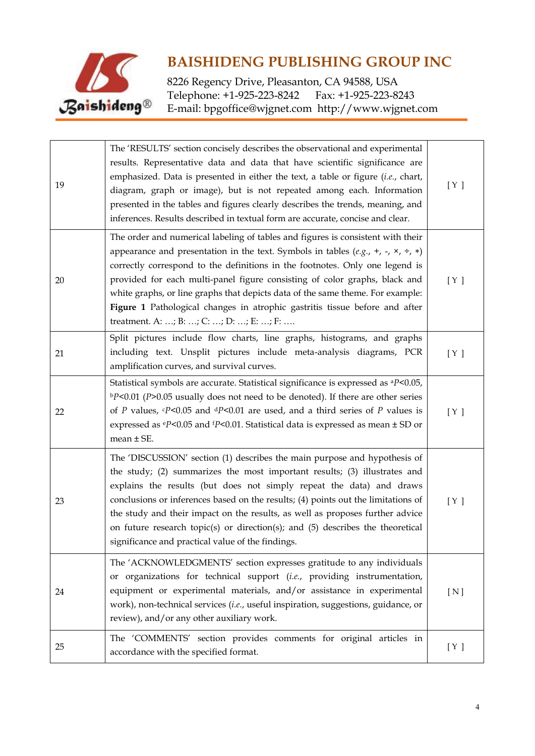| | | |
|---|---|---|
| 19 | The 'RESULTS' section concisely describes the observational and experimental results. Representative data and data that have scientific significance are emphasized. Data is presented in either the text, a table or figure (*i.e.*, chart, diagram, graph or image), but is not repeated among each. Information presented in the tables and figures clearly describes the trends, meaning, and inferences. Results described in textual form are accurate, concise and clear. | [ Y ] |
| 20 | The order and numerical labeling of tables and figures is consistent with their appearance and presentation in the text. Symbols in tables (*e.g.*, +, -, ×, ÷, *) correctly correspond to the definitions in the footnotes. Only one legend is provided for each multi-panel figure consisting of color graphs, black and white graphs, or line graphs that depicts data of the same theme. For example: **Figure 1** Pathological changes in atrophic gastritis tissue before and after treatment. A: …; B: …; C: …; D: …; E: …; F: …. | [ Y ] |
| 21 | Split pictures include flow charts, line graphs, histograms, and graphs including text. Unsplit pictures include meta-analysis diagrams, PCR amplification curves, and survival curves. | [ Y ] |
| 22 | Statistical symbols are accurate. Statistical significance is expressed as $^{a}P<0.05$, $^{b}P<0.01$ ($P>0.05$ usually does not need to be denoted). If there are other series of $P$ values, $^{c}P<0.05$ and $^{d}P<0.01$ are used, and a third series of $P$ values is expressed as $^{e}P<0.05$ and $^{f}P<0.01$. Statistical data is expressed as mean ± SD or mean ± SE. | [ Y ] |
| 23 | The 'DISCUSSION' section (1) describes the main purpose and hypothesis of the study; (2) summarizes the most important results; (3) illustrates and explains the results (but does not simply repeat the data) and draws conclusions or inferences based on the results; (4) points out the limitations of the study and their impact on the results, as well as proposes further advice on future research topic(s) or direction(s); and (5) describes the theoretical significance and practical value of the findings. | [ Y ] |
| 24 | The 'ACKNOWLEDGMENTS' section expresses gratitude to any individuals or organizations for technical support (*i.e.*, providing instrumentation, equipment or experimental materials, and/or assistance in experimental work), non-technical services (*i.e.*, useful inspiration, suggestions, guidance, or review), and/or any other auxiliary work. | [ N ] |
| 25 | The 'COMMENTS' section provides comments for original articles in accordance with the specified format. | [ Y ] |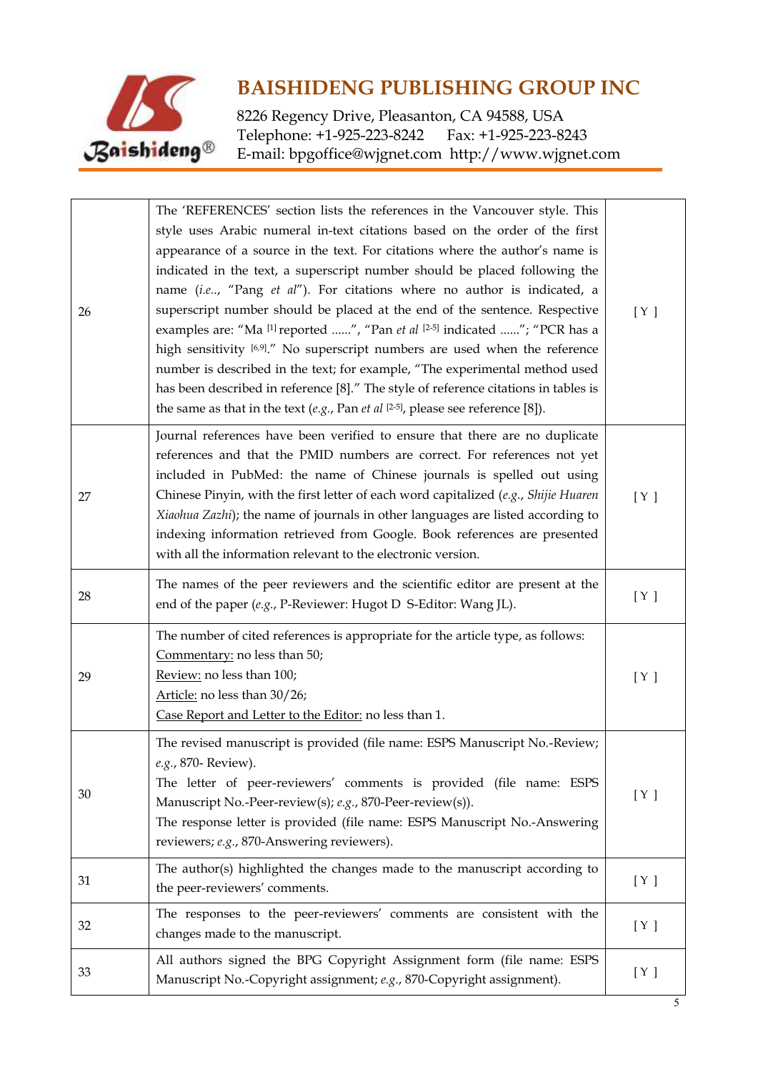| | | |
|---|---|---|
| 26 | The 'REFERENCES' section lists the references in the Vancouver style. This style uses Arabic numeral in-text citations based on the order of the first appearance of a source in the text. For citations where the author's name is indicated in the text, a superscript number should be placed following the name (*i.e.*., "Pang *et al*"). For citations where no author is indicated, a superscript number should be placed at the end of the sentence. Respective examples are: "Ma [1] reported ......", "Pan *et al* [2-5] indicated ......"; "PCR has a high sensitivity [6,9]." No superscript numbers are used when the reference number is described in the text; for example, "The experimental method used has been described in reference [8]." The style of reference citations in tables is the same as that in the text (*e.g.*, Pan *et al* [2-5], please see reference [8]). | [ Y ] |
| 27 | Journal references have been verified to ensure that there are no duplicate references and that the PMID numbers are correct. For references not yet included in PubMed: the name of Chinese journals is spelled out using Chinese Pinyin, with the first letter of each word capitalized (*e.g.*, *Shijie Huaren Xiaohua Zazhi*); the name of journals in other languages are listed according to indexing information retrieved from Google. Book references are presented with all the information relevant to the electronic version. | [ Y ] |
| 28 | The names of the peer reviewers and the scientific editor are present at the end of the paper (*e.g.*, P-Reviewer: Hugot D S-Editor: Wang JL). | [ Y ] |
| 29 | The number of cited references is appropriate for the article type, as follows:<br>Commentary: no less than 50;<br>Review: no less than 100;<br>Article: no less than 30/26;<br>Case Report and Letter to the Editor: no less than 1. | [ Y ] |
| 30 | The revised manuscript is provided (file name: ESPS Manuscript No.-Review; *e.g.*, 870- Review).<br>The letter of peer-reviewers' comments is provided (file name: ESPS Manuscript No.-Peer-review(s); *e.g.*, 870-Peer-review(s)).<br>The response letter is provided (file name: ESPS Manuscript No.-Answering reviewers; *e.g.*, 870-Answering reviewers). | [ Y ] |
| 31 | The author(s) highlighted the changes made to the manuscript according to the peer-reviewers' comments. | [ Y ] |
| 32 | The responses to the peer-reviewers' comments are consistent with the changes made to the manuscript. | [ Y ] |
| 33 | All authors signed the BPG Copyright Assignment form (file name: ESPS Manuscript No.-Copyright assignment; *e.g.*, 870-Copyright assignment). | [ Y ] |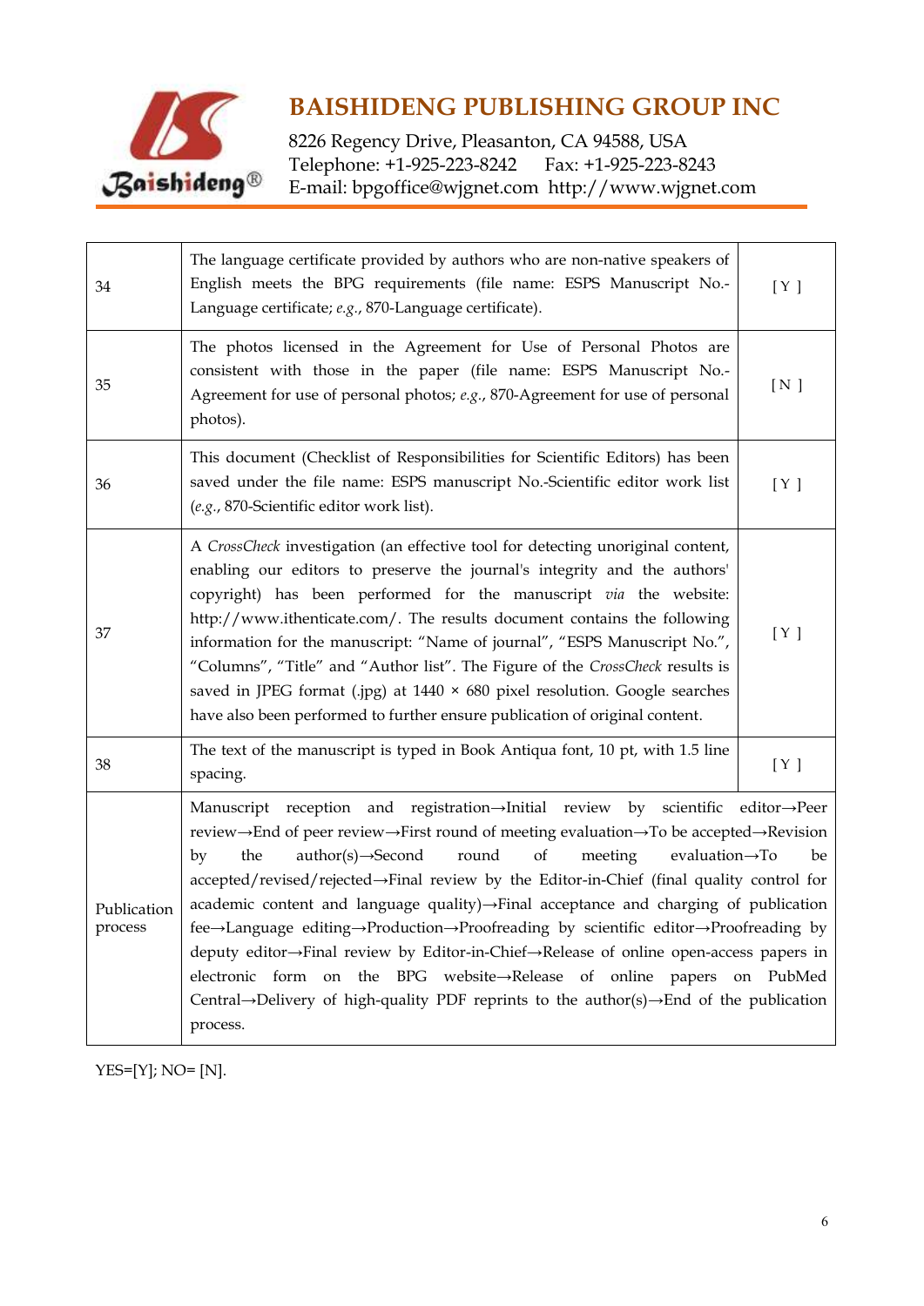| | | |
|---|---|---|
| 34 | The language certificate provided by authors who are non-native speakers of English meets the BPG requirements (file name: ESPS Manuscript No.-Language certificate; *e.g.*, 870-Language certificate). | [ Y ] |
| 35 | The photos licensed in the Agreement for Use of Personal Photos are consistent with those in the paper (file name: ESPS Manuscript No.-Agreement for use of personal photos; *e.g.*, 870-Agreement for use of personal photos). | [ N ] |
| 36 | This document (Checklist of Responsibilities for Scientific Editors) has been saved under the file name: ESPS manuscript No.-Scientific editor work list (*e.g.*, 870-Scientific editor work list). | [ Y ] |
| 37 | A *CrossCheck* investigation (an effective tool for detecting unoriginal content, enabling our editors to preserve the journal's integrity and the authors' copyright) has been performed for the manuscript *via* the website: http://www.ithenticate.com/. The results document contains the following information for the manuscript: "Name of journal", "ESPS Manuscript No.", "Columns", "Title" and "Author list". The Figure of the *CrossCheck* results is saved in JPEG format (.jpg) at 1440 × 680 pixel resolution. Google searches have also been performed to further ensure publication of original content. | [ Y ] |
| 38 | The text of the manuscript is typed in Book Antiqua font, 10 pt, with 1.5 line spacing. | [ Y ] |
| Publication process | Manuscript reception and registration→Initial review by scientific editor→Peer review→End of peer review→First round of meeting evaluation→To be accepted→Revision by the author(s)→Second round of meeting evaluation→To be accepted/revised/rejected→Final review by the Editor-in-Chief (final quality control for academic content and language quality)→Final acceptance and charging of publication fee→Language editing→Production→Proofreading by scientific editor→Proofreading by deputy editor→Final review by Editor-in-Chief→Release of online open-access papers in electronic form on the BPG website→Release of online papers on PubMed Central→Delivery of high-quality PDF reprints to the author(s)→End of the publication process. | |

YES=[Y]; NO= [N].